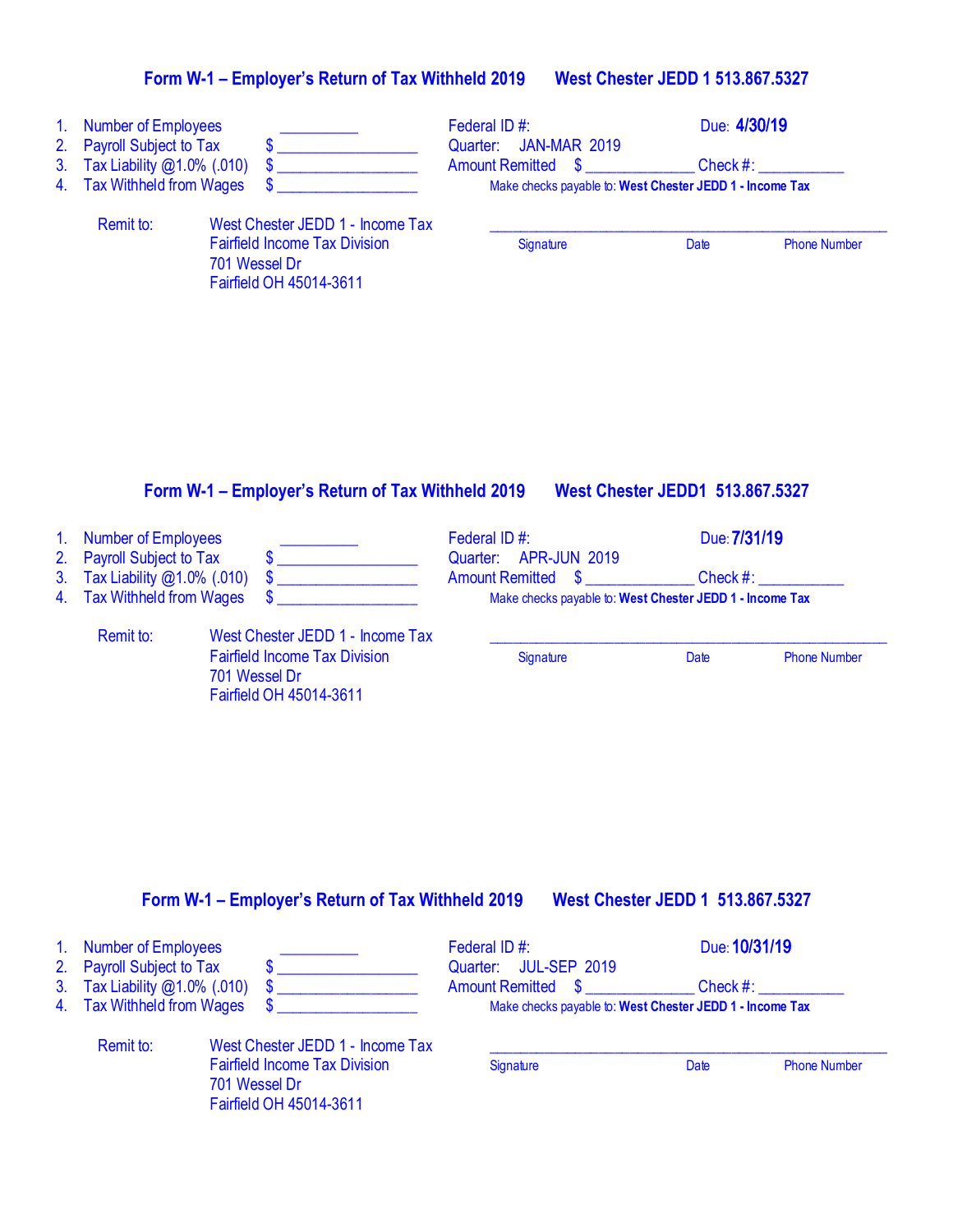## Form W-1 – Employer's Return of Tax Withheld 2019 West Chester JEDD 1 513.867.5327

1. Number of Employees __________
2. Payroll Subject to Tax $ __________________
3. Tax Liability @1.0% (.010) $ __________________
4. Tax Withheld from Wages $ __________________

Federal ID #: Due: **4/30/19**

Quarter: JAN-MAR 2019

Amount Remitted $ ______________ Check #: ___________

Make checks payable to: **West Chester JEDD 1 - Income Tax**

Remit to: West Chester JEDD 1 - Income Tax
Fairfield Income Tax Division
701 Wessel Dr
Fairfield OH 45014-3611

_______________________________________________________
Signature Date Phone Number

## Form W-1 – Employer's Return of Tax Withheld 2019 West Chester JEDD1 513.867.5327

1. Number of Employees __________
2. Payroll Subject to Tax $ __________________
3. Tax Liability @1.0% (.010) $ __________________
4. Tax Withheld from Wages $ __________________

Federal ID #: Due: **7/31/19**

Quarter: APR-JUN 2019

Amount Remitted $ ______________ Check #: ___________

Make checks payable to: **West Chester JEDD 1 - Income Tax**

Remit to: West Chester JEDD 1 - Income Tax
Fairfield Income Tax Division
701 Wessel Dr
Fairfield OH 45014-3611

_______________________________________________________
Signature Date Phone Number

## Form W-1 – Employer's Return of Tax Withheld 2019 West Chester JEDD 1 513.867.5327

1. Number of Employees __________
2. Payroll Subject to Tax $ __________________
3. Tax Liability @1.0% (.010) $ __________________
4. Tax Withheld from Wages $ __________________

Federal ID #: Due: **10/31/19**

Quarter: JUL-SEP 2019

Amount Remitted $ ______________ Check #: ___________

Make checks payable to: **West Chester JEDD 1 - Income Tax**

Remit to: West Chester JEDD 1 - Income Tax
Fairfield Income Tax Division
701 Wessel Dr
Fairfield OH 45014-3611

_______________________________________________________
Signature Date Phone Number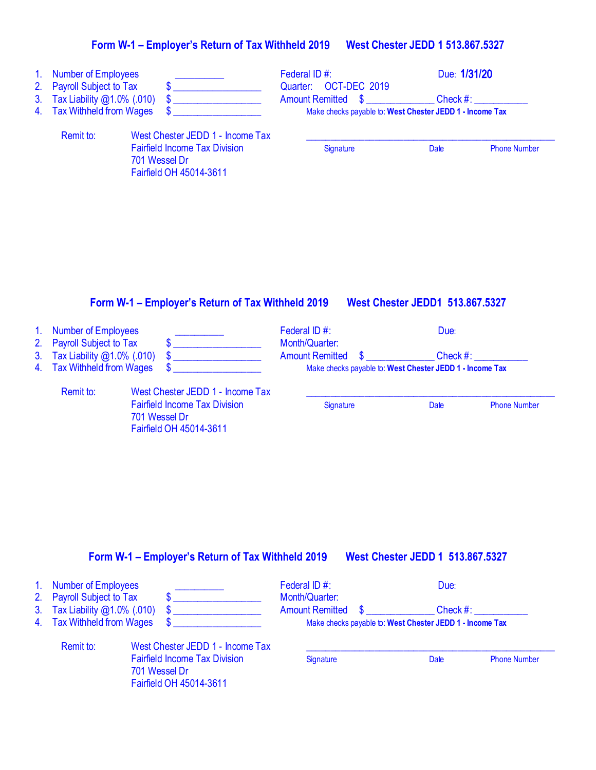## Form W-1 – Employer's Return of Tax Withheld 2019 West Chester JEDD 1 513.867.5327

1. Number of Employees __________
2. Payroll Subject to Tax $ __________________
3. Tax Liability @1.0% (.010) $ __________________
4. Tax Withheld from Wages $ __________________

Federal ID #:
Due: 1/31/20
Quarter: OCT-DEC 2019
Amount Remitted $ ______________ Check #: ___________

Make checks payable to: **West Chester JEDD 1 - Income Tax**

Remit to:
West Chester JEDD 1 - Income Tax
Fairfield Income Tax Division
701 Wessel Dr
Fairfield OH 45014-3611

____________________________________________________
Signature Date Phone Number

## Form W-1 – Employer's Return of Tax Withheld 2019 West Chester JEDD1 513.867.5327

1. Number of Employees __________
2. Payroll Subject to Tax $ __________________
3. Tax Liability @1.0% (.010) $ __________________
4. Tax Withheld from Wages $ __________________

Federal ID #:
Due:
Month/Quarter:
Amount Remitted $ ______________ Check #: ___________

Make checks payable to: **West Chester JEDD 1 - Income Tax**

Remit to:
West Chester JEDD 1 - Income Tax
Fairfield Income Tax Division
701 Wessel Dr
Fairfield OH 45014-3611

____________________________________________________
Signature Date Phone Number

## Form W-1 – Employer's Return of Tax Withheld 2019 West Chester JEDD 1 513.867.5327

1. Number of Employees __________
2. Payroll Subject to Tax $ __________________
3. Tax Liability @1.0% (.010) $ __________________
4. Tax Withheld from Wages $ __________________

Federal ID #:
Due:
Month/Quarter:
Amount Remitted $ ______________ Check #: ___________

Make checks payable to: **West Chester JEDD 1 - Income Tax**

Remit to:
West Chester JEDD 1 - Income Tax
Fairfield Income Tax Division
701 Wessel Dr
Fairfield OH 45014-3611

____________________________________________________
Signature Date Phone Number